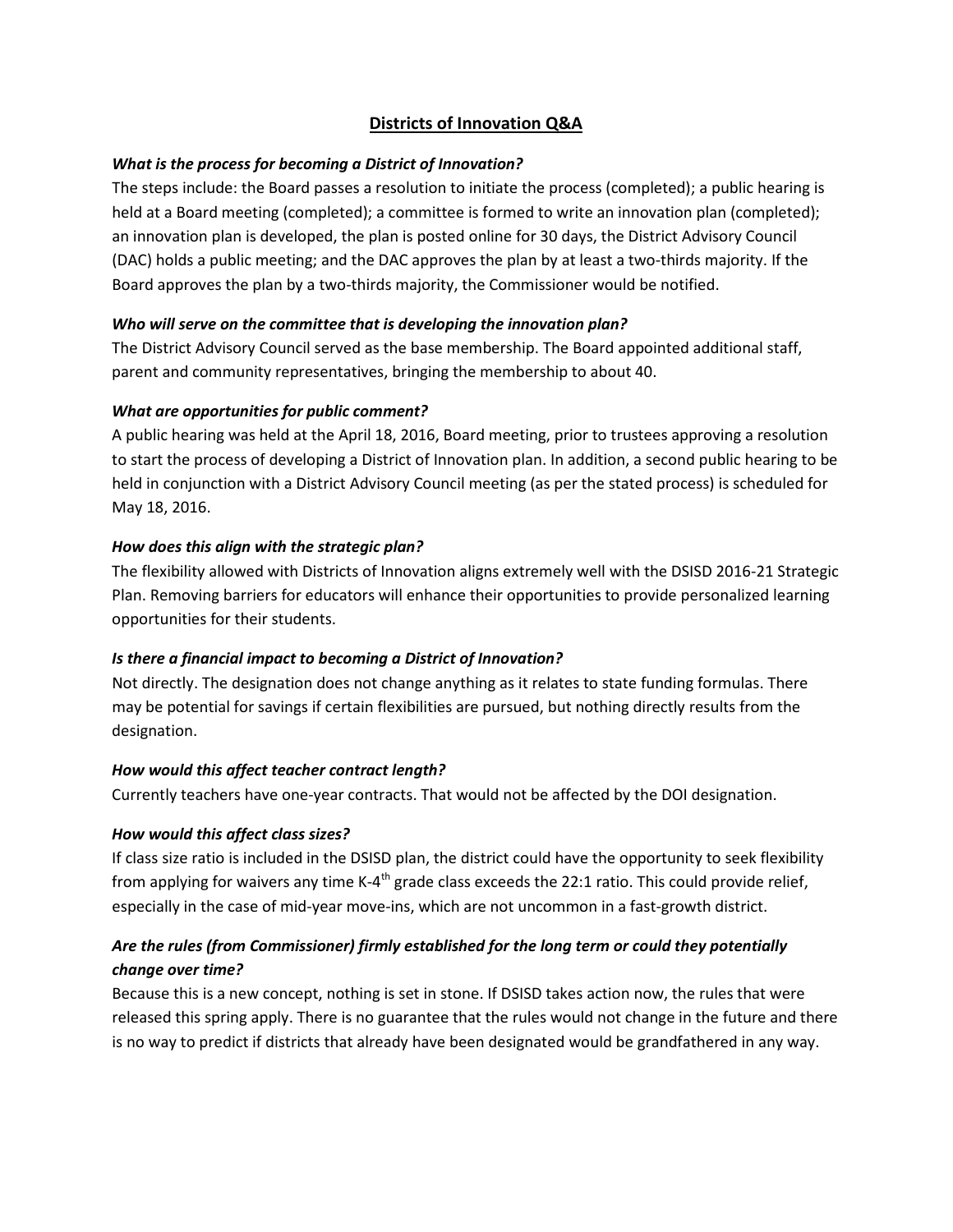# Districts of Innovation Q&A

***What is the process for becoming a District of Innovation?***

The steps include: the Board passes a resolution to initiate the process (completed); a public hearing is held at a Board meeting (completed); a committee is formed to write an innovation plan (completed); an innovation plan is developed, the plan is posted online for 30 days, the District Advisory Council (DAC) holds a public meeting; and the DAC approves the plan by at least a two-thirds majority. If the Board approves the plan by a two-thirds majority, the Commissioner would be notified.

***Who will serve on the committee that is developing the innovation plan?***

The District Advisory Council served as the base membership. The Board appointed additional staff, parent and community representatives, bringing the membership to about 40.

***What are opportunities for public comment?***

A public hearing was held at the April 18, 2016, Board meeting, prior to trustees approving a resolution to start the process of developing a District of Innovation plan. In addition, a second public hearing to be held in conjunction with a District Advisory Council meeting (as per the stated process) is scheduled for May 18, 2016.

***How does this align with the strategic plan?***

The flexibility allowed with Districts of Innovation aligns extremely well with the DSISD 2016-21 Strategic Plan. Removing barriers for educators will enhance their opportunities to provide personalized learning opportunities for their students.

***Is there a financial impact to becoming a District of Innovation?***

Not directly. The designation does not change anything as it relates to state funding formulas. There may be potential for savings if certain flexibilities are pursued, but nothing directly results from the designation.

***How would this affect teacher contract length?***

Currently teachers have one-year contracts. That would not be affected by the DOI designation.

***How would this affect class sizes?***

If class size ratio is included in the DSISD plan, the district could have the opportunity to seek flexibility from applying for waivers any time K-4th grade class exceeds the 22:1 ratio. This could provide relief, especially in the case of mid-year move-ins, which are not uncommon in a fast-growth district.

***Are the rules (from Commissioner) firmly established for the long term or could they potentially change over time?***

Because this is a new concept, nothing is set in stone. If DSISD takes action now, the rules that were released this spring apply. There is no guarantee that the rules would not change in the future and there is no way to predict if districts that already have been designated would be grandfathered in any way.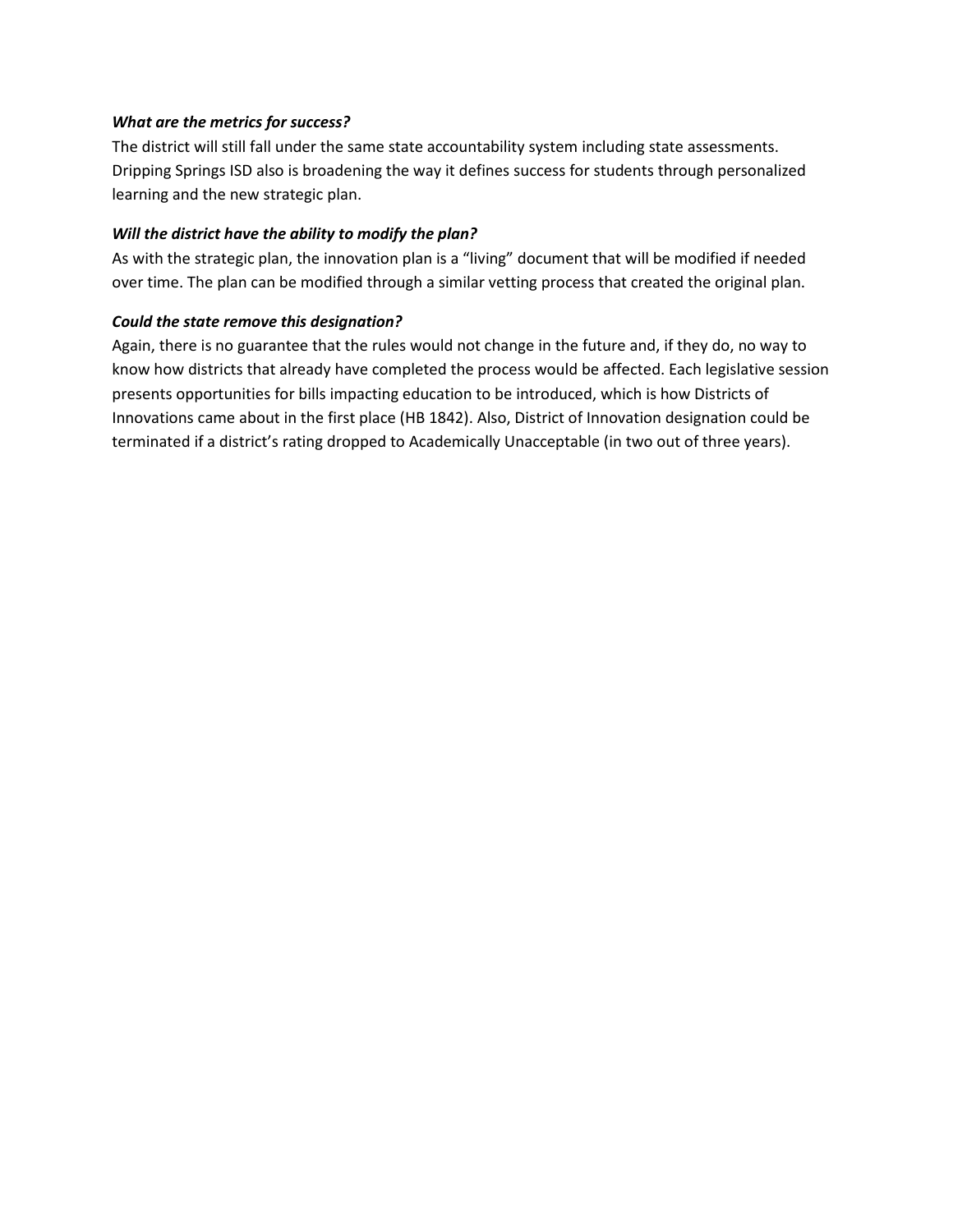***What are the metrics for success?***

The district will still fall under the same state accountability system including state assessments. Dripping Springs ISD also is broadening the way it defines success for students through personalized learning and the new strategic plan.

***Will the district have the ability to modify the plan?***

As with the strategic plan, the innovation plan is a "living" document that will be modified if needed over time. The plan can be modified through a similar vetting process that created the original plan.

***Could the state remove this designation?***

Again, there is no guarantee that the rules would not change in the future and, if they do, no way to know how districts that already have completed the process would be affected. Each legislative session presents opportunities for bills impacting education to be introduced, which is how Districts of Innovations came about in the first place (HB 1842). Also, District of Innovation designation could be terminated if a district's rating dropped to Academically Unacceptable (in two out of three years).